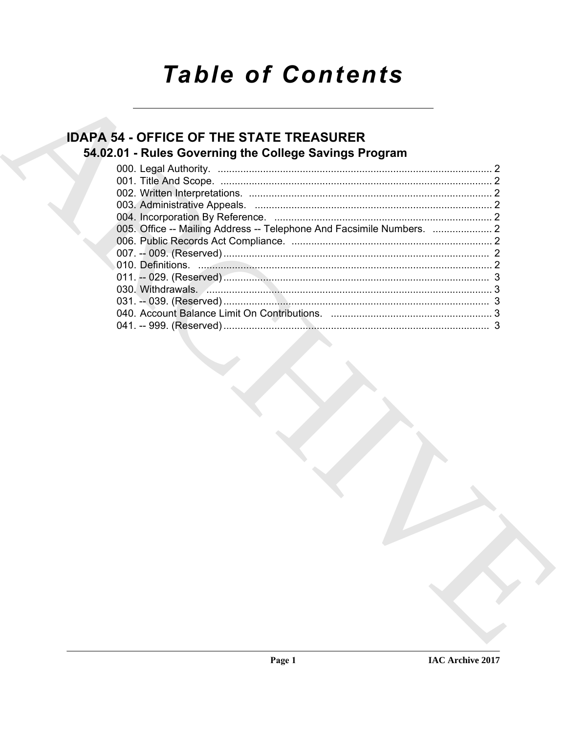# Table of Contents

## IDAPA 54 - OFFICE OF THE STATE TREASURER

### 54.02.01 - Rules Governing the College Savings Program

000. Legal Authority. ........................................................................................ 2
001. Title And Scope. ........................................................................................ 2
002. Written Interpretations. ........................................................................................ 2
003. Administrative Appeals. ........................................................................................ 2
004. Incorporation By Reference. ........................................................................................ 2
005. Office -- Mailing Address -- Telephone And Facsimile Numbers. ..................... 2
006. Public Records Act Compliance. ........................................................................................ 2
007. -- 009. (Reserved) ........................................................................................ 2
010. Definitions. ........................................................................................ 2
011. -- 029. (Reserved) ........................................................................................ 3
030. Withdrawals. ........................................................................................ 3
031. -- 039. (Reserved) ........................................................................................ 3
040. Account Balance Limit On Contributions. ........................................................ 3
041. -- 999. (Reserved) ........................................................................................ 3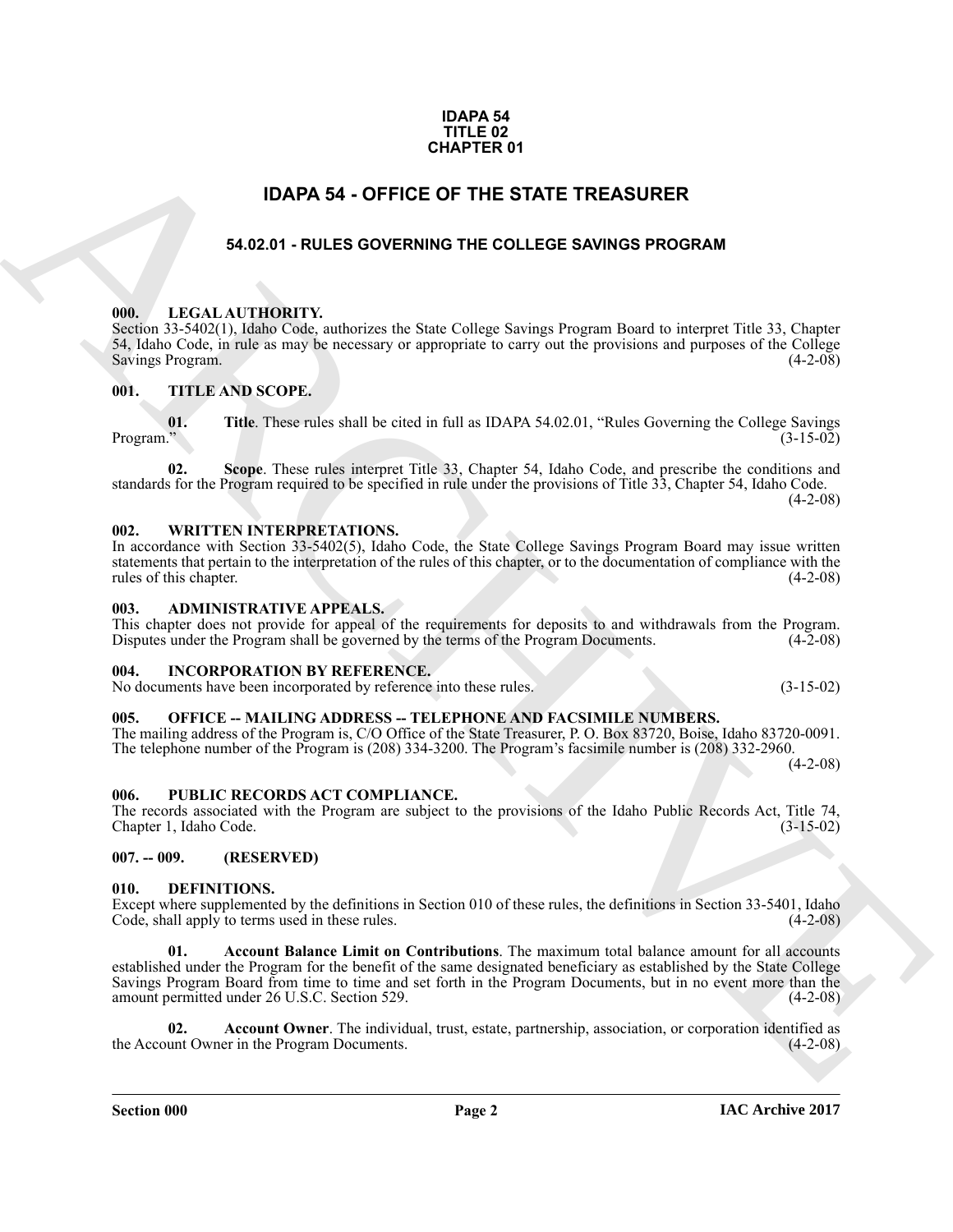**IDAPA 54
TITLE 02
CHAPTER 01**

# IDAPA 54 - OFFICE OF THE STATE TREASURER

## 54.02.01 - RULES GOVERNING THE COLLEGE SAVINGS PROGRAM

### 000. LEGAL AUTHORITY.

Section 33-5402(1), Idaho Code, authorizes the State College Savings Program Board to interpret Title 33, Chapter 54, Idaho Code, in rule as may be necessary or appropriate to carry out the provisions and purposes of the College Savings Program. (4-2-08)

### 001. TITLE AND SCOPE.

**01. Title**. These rules shall be cited in full as IDAPA 54.02.01, "Rules Governing the College Savings Program." (3-15-02)

**02. Scope**. These rules interpret Title 33, Chapter 54, Idaho Code, and prescribe the conditions and standards for the Program required to be specified in rule under the provisions of Title 33, Chapter 54, Idaho Code. (4-2-08)

### 002. WRITTEN INTERPRETATIONS.

In accordance with Section 33-5402(5), Idaho Code, the State College Savings Program Board may issue written statements that pertain to the interpretation of the rules of this chapter, or to the documentation of compliance with the rules of this chapter. (4-2-08)

### 003. ADMINISTRATIVE APPEALS.

This chapter does not provide for appeal of the requirements for deposits to and withdrawals from the Program. Disputes under the Program shall be governed by the terms of the Program Documents. (4-2-08)

### 004. INCORPORATION BY REFERENCE.

No documents have been incorporated by reference into these rules. (3-15-02)

### 005. OFFICE -- MAILING ADDRESS -- TELEPHONE AND FACSIMILE NUMBERS.

The mailing address of the Program is, C/O Office of the State Treasurer, P. O. Box 83720, Boise, Idaho 83720-0091. The telephone number of the Program is (208) 334-3200. The Program's facsimile number is (208) 332-2960. (4-2-08)

### 006. PUBLIC RECORDS ACT COMPLIANCE.

The records associated with the Program are subject to the provisions of the Idaho Public Records Act, Title 74, Chapter 1, Idaho Code. (3-15-02)

### 007. -- 009. (RESERVED)

### 010. DEFINITIONS.

Except where supplemented by the definitions in Section 010 of these rules, the definitions in Section 33-5401, Idaho Code, shall apply to terms used in these rules. (4-2-08)

**01. Account Balance Limit on Contributions**. The maximum total balance amount for all accounts established under the Program for the benefit of the same designated beneficiary as established by the State College Savings Program Board from time to time and set forth in the Program Documents, but in no event more than the amount permitted under 26 U.S.C. Section 529. (4-2-08)

**02. Account Owner**. The individual, trust, estate, partnership, association, or corporation identified as the Account Owner in the Program Documents. (4-2-08)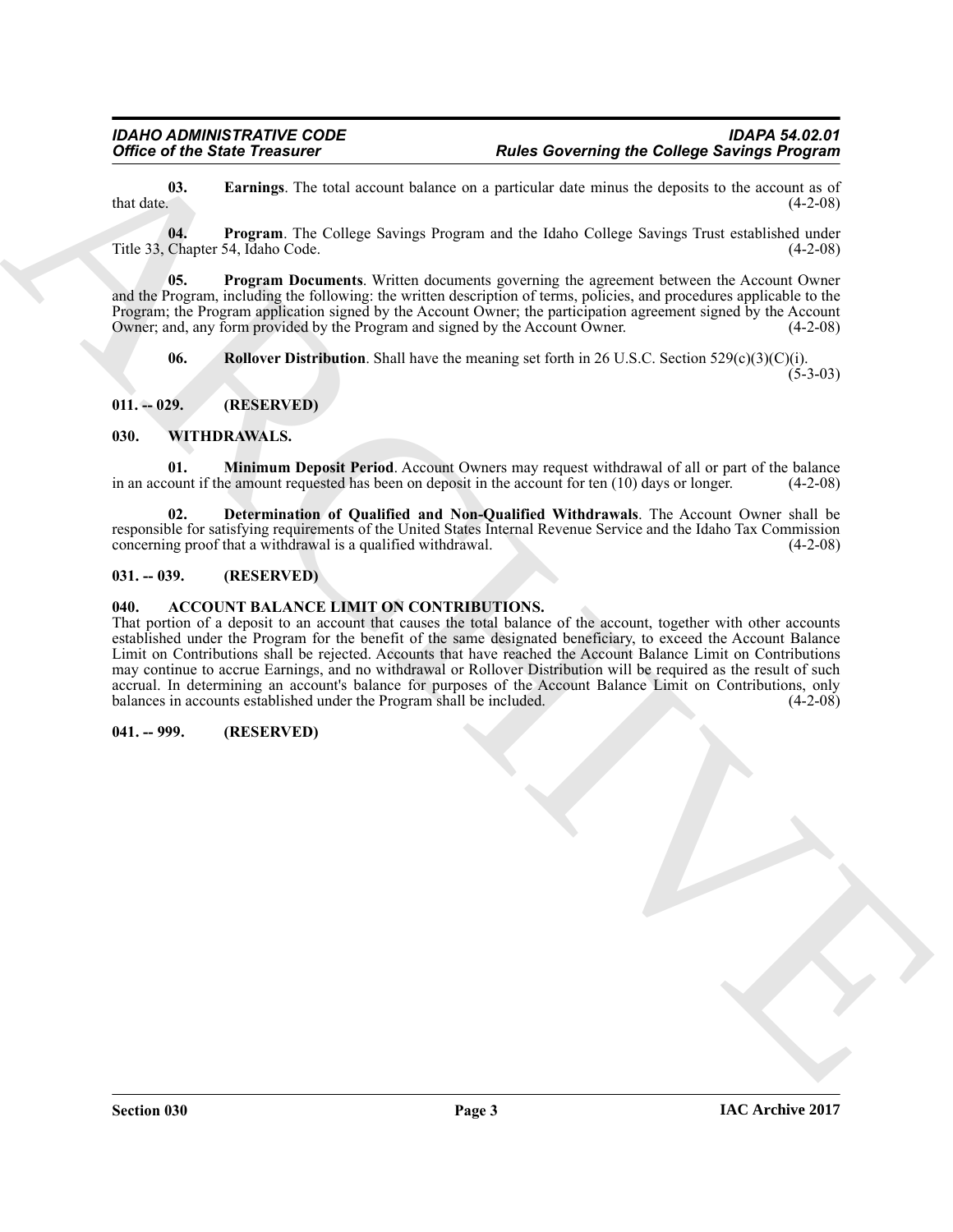**03. Earnings**. The total account balance on a particular date minus the deposits to the account as of that date. (4-2-08)

**04. Program**. The College Savings Program and the Idaho College Savings Trust established under Title 33, Chapter 54, Idaho Code. (4-2-08)

**05. Program Documents**. Written documents governing the agreement between the Account Owner and the Program, including the following: the written description of terms, policies, and procedures applicable to the Program; the Program application signed by the Account Owner; the participation agreement signed by the Account Owner; and, any form provided by the Program and signed by the Account Owner. (4-2-08)

**06. Rollover Distribution**. Shall have the meaning set forth in 26 U.S.C. Section 529(c)(3)(C)(i). (5-3-03)

## 011. -- 029. (RESERVED)

## 030. WITHDRAWALS.

**01. Minimum Deposit Period**. Account Owners may request withdrawal of all or part of the balance in an account if the amount requested has been on deposit in the account for ten (10) days or longer. (4-2-08)

**02. Determination of Qualified and Non-Qualified Withdrawals**. The Account Owner shall be responsible for satisfying requirements of the United States Internal Revenue Service and the Idaho Tax Commission concerning proof that a withdrawal is a qualified withdrawal. (4-2-08)

## 031. -- 039. (RESERVED)

## 040. ACCOUNT BALANCE LIMIT ON CONTRIBUTIONS.

That portion of a deposit to an account that causes the total balance of the account, together with other accounts established under the Program for the benefit of the same designated beneficiary, to exceed the Account Balance Limit on Contributions shall be rejected. Accounts that have reached the Account Balance Limit on Contributions may continue to accrue Earnings, and no withdrawal or Rollover Distribution will be required as the result of such accrual. In determining an account's balance for purposes of the Account Balance Limit on Contributions, only balances in accounts established under the Program shall be included. (4-2-08)

## 041. -- 999. (RESERVED)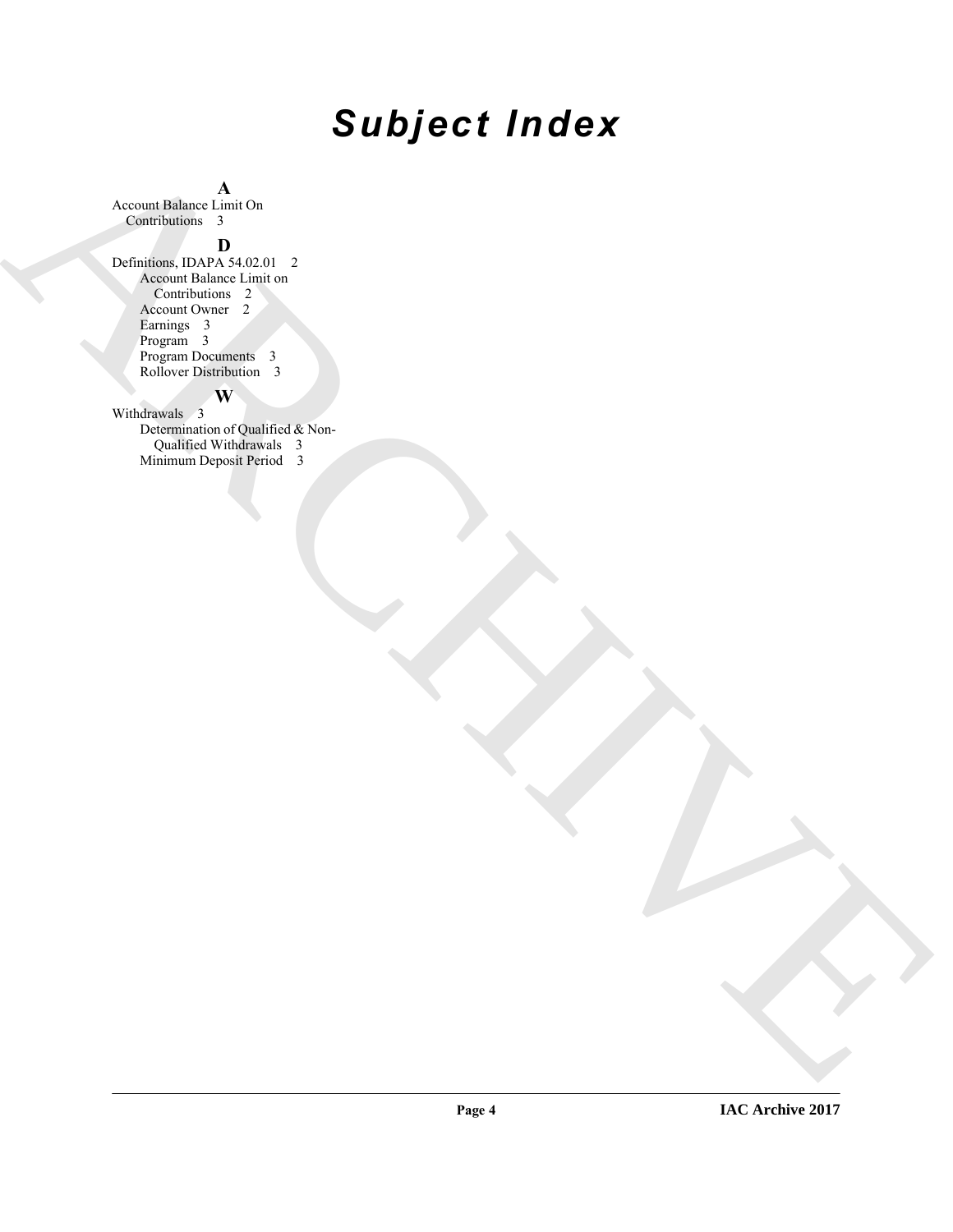# *Subject Index*

**A**

Account Balance Limit On Contributions 3

**D**

Definitions, IDAPA 54.02.01 2
- Account Balance Limit on Contributions 2
- Account Owner 2
- Earnings 3
- Program 3
- Program Documents 3
- Rollover Distribution 3

**W**

Withdrawals 3
- Determination of Qualified & Non-Qualified Withdrawals 3
- Minimum Deposit Period 3